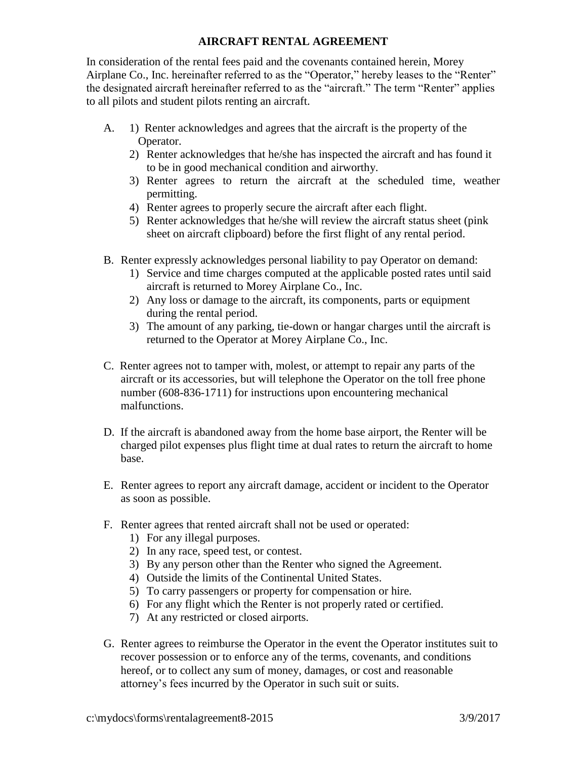# AIRCRAFT RENTAL AGREEMENT

In consideration of the rental fees paid and the covenants contained herein, Morey Airplane Co., Inc. hereinafter referred to as the "Operator," hereby leases to the "Renter" the designated aircraft hereinafter referred to as the "aircraft." The term "Renter" applies to all pilots and student pilots renting an aircraft.

A.
1) Renter acknowledges and agrees that the aircraft is the property of the Operator.
2) Renter acknowledges that he/she has inspected the aircraft and has found it to be in good mechanical condition and airworthy.
3) Renter agrees to return the aircraft at the scheduled time, weather permitting.
4) Renter agrees to properly secure the aircraft after each flight.
5) Renter acknowledges that he/she will review the aircraft status sheet (pink sheet on aircraft clipboard) before the first flight of any rental period.

B. Renter expressly acknowledges personal liability to pay Operator on demand:
1) Service and time charges computed at the applicable posted rates until said aircraft is returned to Morey Airplane Co., Inc.
2) Any loss or damage to the aircraft, its components, parts or equipment during the rental period.
3) The amount of any parking, tie-down or hangar charges until the aircraft is returned to the Operator at Morey Airplane Co., Inc.

C. Renter agrees not to tamper with, molest, or attempt to repair any parts of the aircraft or its accessories, but will telephone the Operator on the toll free phone number (608-836-1711) for instructions upon encountering mechanical malfunctions.

D. If the aircraft is abandoned away from the home base airport, the Renter will be charged pilot expenses plus flight time at dual rates to return the aircraft to home base.

E. Renter agrees to report any aircraft damage, accident or incident to the Operator as soon as possible.

F. Renter agrees that rented aircraft shall not be used or operated:
1) For any illegal purposes.
2) In any race, speed test, or contest.
3) By any person other than the Renter who signed the Agreement.
4) Outside the limits of the Continental United States.
5) To carry passengers or property for compensation or hire.
6) For any flight which the Renter is not properly rated or certified.
7) At any restricted or closed airports.

G. Renter agrees to reimburse the Operator in the event the Operator institutes suit to recover possession or to enforce any of the terms, covenants, and conditions hereof, or to collect any sum of money, damages, or cost and reasonable attorney's fees incurred by the Operator in such suit or suits.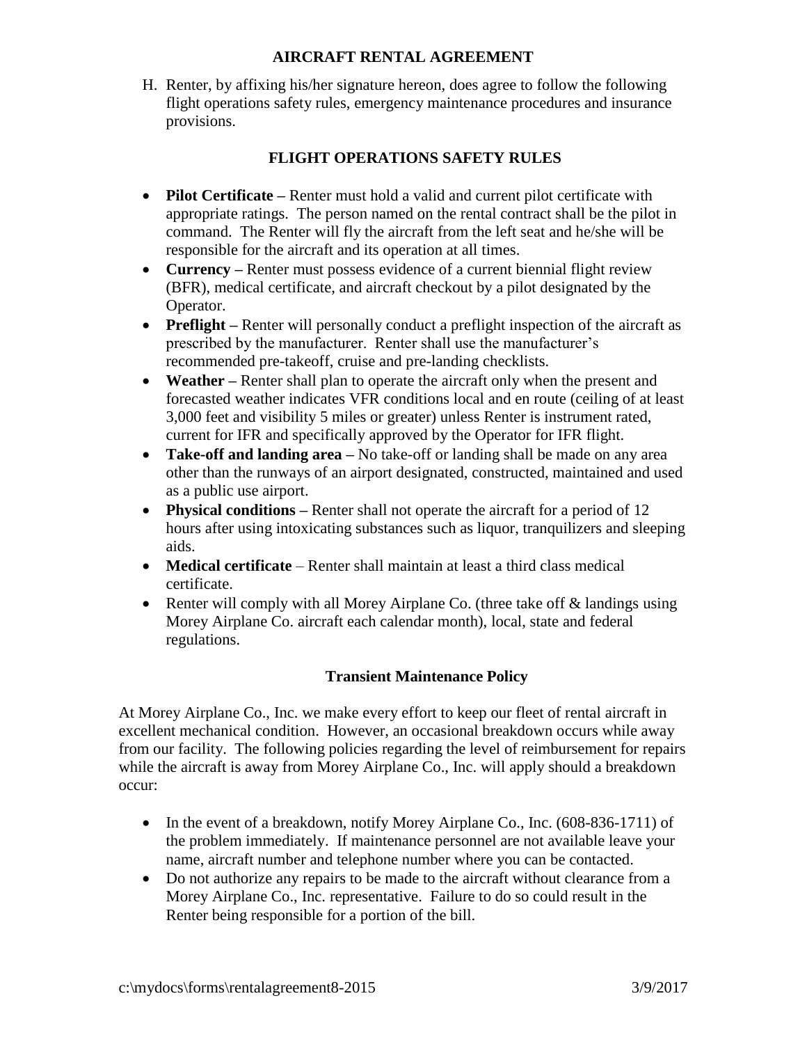# AIRCRAFT RENTAL AGREEMENT

H. Renter, by affixing his/her signature hereon, does agree to follow the following flight operations safety rules, emergency maintenance procedures and insurance provisions.

## FLIGHT OPERATIONS SAFETY RULES

- **Pilot Certificate –** Renter must hold a valid and current pilot certificate with appropriate ratings. The person named on the rental contract shall be the pilot in command. The Renter will fly the aircraft from the left seat and he/she will be responsible for the aircraft and its operation at all times.
- **Currency –** Renter must possess evidence of a current biennial flight review (BFR), medical certificate, and aircraft checkout by a pilot designated by the Operator.
- **Preflight –** Renter will personally conduct a preflight inspection of the aircraft as prescribed by the manufacturer. Renter shall use the manufacturer's recommended pre-takeoff, cruise and pre-landing checklists.
- **Weather –** Renter shall plan to operate the aircraft only when the present and forecasted weather indicates VFR conditions local and en route (ceiling of at least 3,000 feet and visibility 5 miles or greater) unless Renter is instrument rated, current for IFR and specifically approved by the Operator for IFR flight.
- **Take-off and landing area –** No take-off or landing shall be made on any area other than the runways of an airport designated, constructed, maintained and used as a public use airport.
- **Physical conditions –** Renter shall not operate the aircraft for a period of 12 hours after using intoxicating substances such as liquor, tranquilizers and sleeping aids.
- **Medical certificate** – Renter shall maintain at least a third class medical certificate.
- Renter will comply with all Morey Airplane Co. (three take off & landings using Morey Airplane Co. aircraft each calendar month), local, state and federal regulations.

## Transient Maintenance Policy

At Morey Airplane Co., Inc. we make every effort to keep our fleet of rental aircraft in excellent mechanical condition. However, an occasional breakdown occurs while away from our facility. The following policies regarding the level of reimbursement for repairs while the aircraft is away from Morey Airplane Co., Inc. will apply should a breakdown occur:

- In the event of a breakdown, notify Morey Airplane Co., Inc. (608-836-1711) of the problem immediately. If maintenance personnel are not available leave your name, aircraft number and telephone number where you can be contacted.
- Do not authorize any repairs to be made to the aircraft without clearance from a Morey Airplane Co., Inc. representative. Failure to do so could result in the Renter being responsible for a portion of the bill.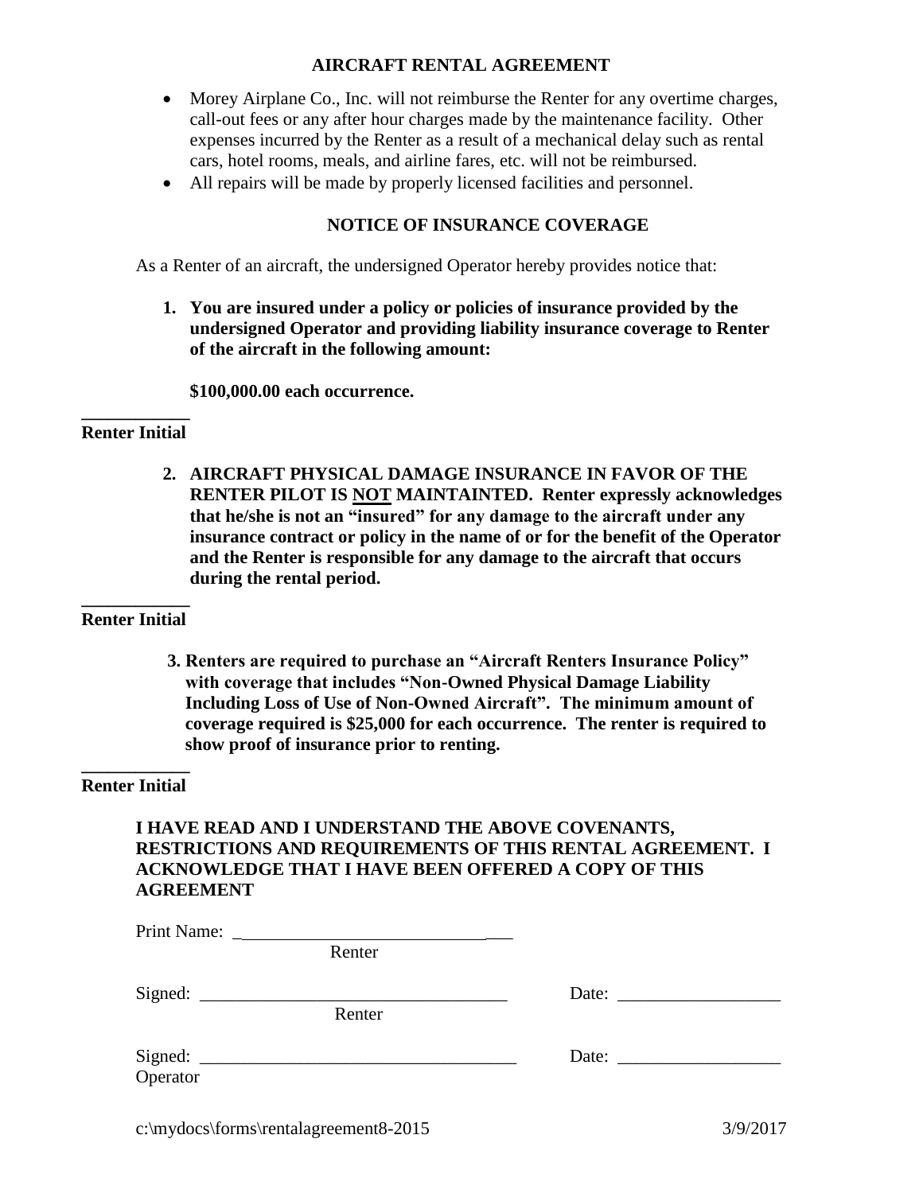**AIRCRAFT RENTAL AGREEMENT**

- Morey Airplane Co., Inc. will not reimburse the Renter for any overtime charges, call-out fees or any after hour charges made by the maintenance facility. Other expenses incurred by the Renter as a result of a mechanical delay such as rental cars, hotel rooms, meals, and airline fares, etc. will not be reimbursed.
- All repairs will be made by properly licensed facilities and personnel.

## NOTICE OF INSURANCE COVERAGE

As a Renter of an aircraft, the undersigned Operator hereby provides notice that:

1. **You are insured under a policy or policies of insurance provided by the undersigned Operator and providing liability insurance coverage to Renter of the aircraft in the following amount:**

   **$100,000.00 each occurrence.**

**____________**
**Renter Initial**

2. **AIRCRAFT PHYSICAL DAMAGE INSURANCE IN FAVOR OF THE RENTER PILOT IS NOT MAINTAINTED. Renter expressly acknowledges that he/she is not an "insured" for any damage to the aircraft under any insurance contract or policy in the name of or for the benefit of the Operator and the Renter is responsible for any damage to the aircraft that occurs during the rental period.**

**____________**
**Renter Initial**

3. **Renters are required to purchase an "Aircraft Renters Insurance Policy" with coverage that includes "Non-Owned Physical Damage Liability Including Loss of Use of Non-Owned Aircraft". The minimum amount of coverage required is $25,000 for each occurrence. The renter is required to show proof of insurance prior to renting.**

**____________**
**Renter Initial**

**I HAVE READ AND I UNDERSTAND THE ABOVE COVENANTS, RESTRICTIONS AND REQUIREMENTS OF THIS RENTAL AGREEMENT. I ACKNOWLEDGE THAT I HAVE BEEN OFFERED A COPY OF THIS AGREEMENT**

Print Name: _______________________________
Renter

Signed: __________________________________ Date: __________________
Renter

Signed: ___________________________________ Date: __________________
Operator

c:\mydocs\forms\rentalagreement8-2015 3/9/2017